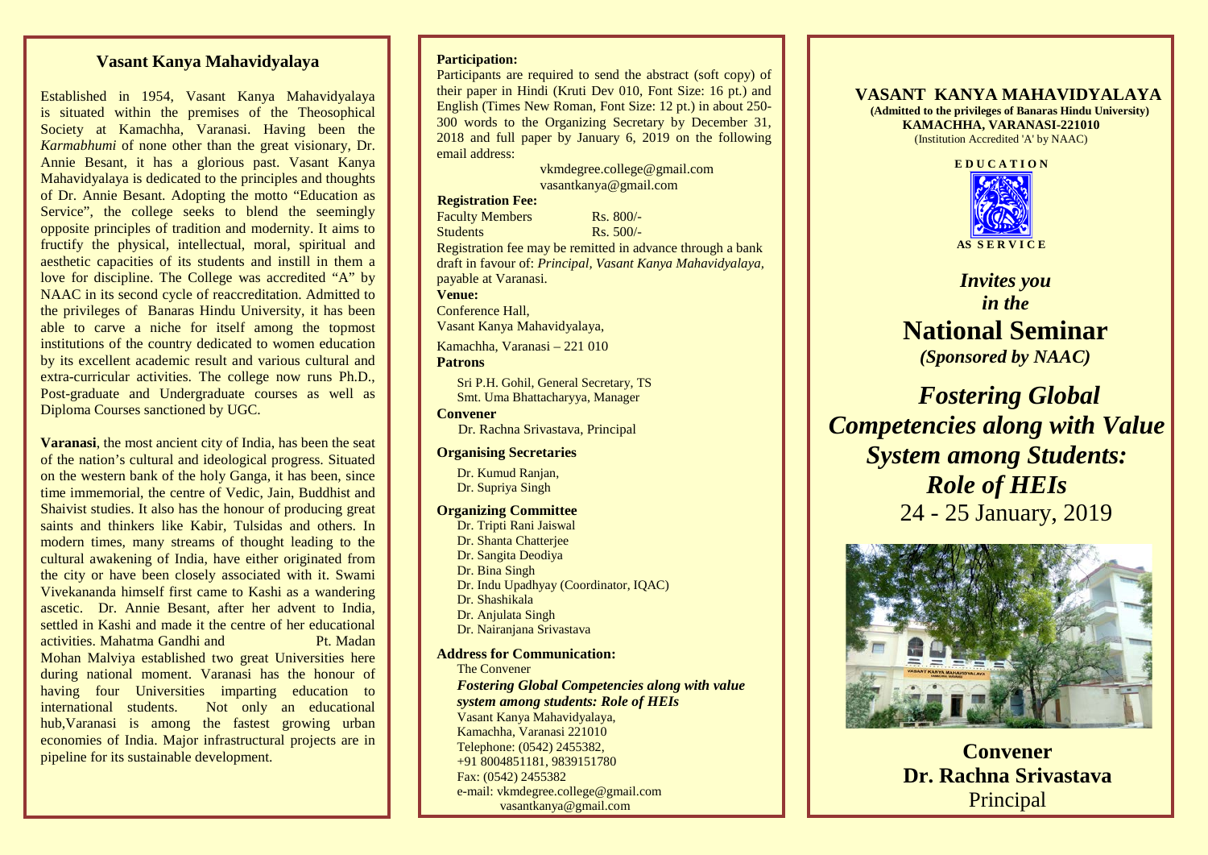## Vasant Kanya Mahavidyalaya

Established in 1954, Vasant Kanya Mahavidyalaya is situated within the premises of the Theosophical Society at Kamachha, Varanasi. Having been the *Karmabhumi* of none other than the great visionary, Dr. Annie Besant, it has a glorious past. Vasant Kanya Mahavidyalaya is dedicated to the principles and thoughts of Dr. Annie Besant. Adopting the motto "Education as Service", the college seeks to blend the seemingly opposite principles of tradition and modernity. It aims to fructify the physical, intellectual, moral, spiritual and aesthetic capacities of its students and instill in them a love for discipline. The College was accredited "A" by NAAC in its second cycle of reaccreditation. Admitted to the privileges of Banaras Hindu University, it has been able to carve a niche for itself among the topmost institutions of the country dedicated to women education by its excellent academic result and various cultural and extra-curricular activities. The college now runs Ph.D., Post-graduate and Undergraduate courses as well as Diploma Courses sanctioned by UGC.

**Varanasi**, the most ancient city of India, has been the seat of the nation's cultural and ideological progress. Situated on the western bank of the holy Ganga, it has been, since time immemorial, the centre of Vedic, Jain, Buddhist and Shaivist studies. It also has the honour of producing great saints and thinkers like Kabir, Tulsidas and others. In modern times, many streams of thought leading to the cultural awakening of India, have either originated from the city or have been closely associated with it. Swami Vivekananda himself first came to Kashi as a wandering ascetic. Dr. Annie Besant, after her advent to India, settled in Kashi and made it the centre of her educational activities. Mahatma Gandhi and Pt. Madan Mohan Malviya established two great Universities here during national moment. Varanasi has the honour of having four Universities imparting education to international students. Not only an educational hub,Varanasi is among the fastest growing urban economies of India. Major infrastructural projects are in pipeline for its sustainable development.

**Participation:**
Participants are required to send the abstract (soft copy) of their paper in Hindi (Kruti Dev 010, Font Size: 16 pt.) and English (Times New Roman, Font Size: 12 pt.) in about 250-300 words to the Organizing Secretary by December 31, 2018 and full paper by January 6, 2019 on the following email address:

vkmdegree.college@gmail.com
vasantkanya@gmail.com

**Registration Fee:**

Faculty Members Rs. 800/-
Students Rs. 500/-

Registration fee may be remitted in advance through a bank draft in favour of: *Principal, Vasant Kanya Mahavidyalaya,* payable at Varanasi.

**Venue:**
Conference Hall,
Vasant Kanya Mahavidyalaya,
Kamachha, Varanasi – 221 010

**Patrons**

Sri P.H. Gohil, General Secretary, TS
Smt. Uma Bhattacharyya, Manager

**Convener**

Dr. Rachna Srivastava, Principal

**Organising Secretaries**

Dr. Kumud Ranjan,
Dr. Supriya Singh

**Organizing Committee**

Dr. Tripti Rani Jaiswal
Dr. Shanta Chatterjee
Dr. Sangita Deodiya
Dr. Bina Singh
Dr. Indu Upadhyay (Coordinator, IQAC)
Dr. Shashikala
Dr. Anjulata Singh
Dr. Nairanjana Srivastava

**Address for Communication:**

The Convener
***Fostering Global Competencies along with value system among students: Role of HEIs***
Vasant Kanya Mahavidyalaya,
Kamachha, Varanasi 221010
Telephone: (0542) 2455382,
+91 8004851181, 9839151780
Fax: (0542) 2455382
e-mail: vkmdegree.college@gmail.com
vasantkanya@gmail.com

**VASANT KANYA MAHAVIDYALAYA**
**(Admitted to the privileges of Banaras Hindu University)**
**KAMACHHA, VARANASI-221010**
(Institution Accredited 'A' by NAAC)

**EDUCATION AS SERVICE**

***Invites you in the***

# National Seminar

***(Sponsored by NAAC)***

## *Fostering Global Competencies along with Value System among Students: Role of HEIs*

24 - 25 January, 2019

**Convener**
**Dr. Rachna Srivastava**
Principal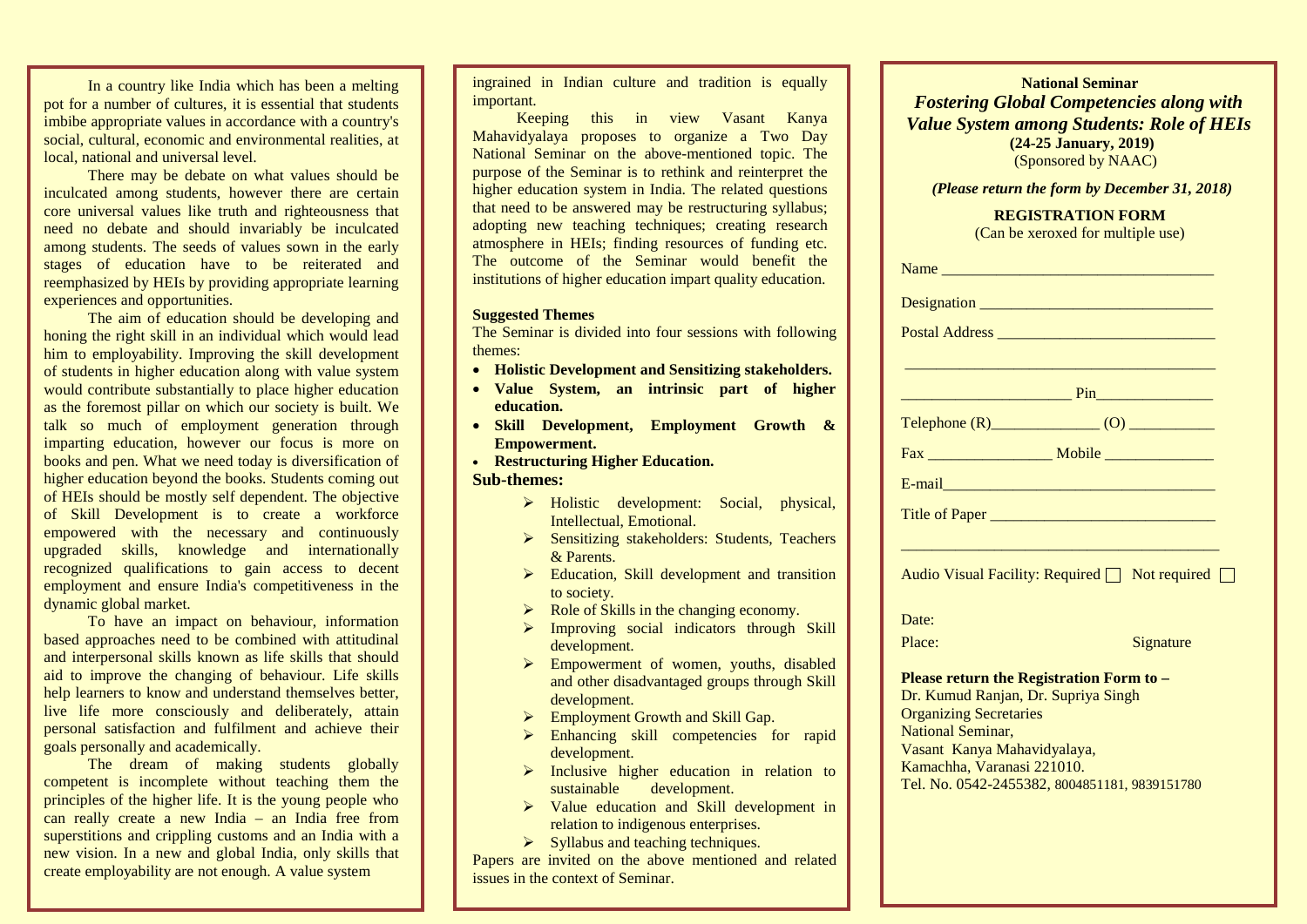In a country like India which has been a melting pot for a number of cultures, it is essential that students imbibe appropriate values in accordance with a country's social, cultural, economic and environmental realities, at local, national and universal level.

There may be debate on what values should be inculcated among students, however there are certain core universal values like truth and righteousness that need no debate and should invariably be inculcated among students. The seeds of values sown in the early stages of education have to be reiterated and reemphasized by HEIs by providing appropriate learning experiences and opportunities.

The aim of education should be developing and honing the right skill in an individual which would lead him to employability. Improving the skill development of students in higher education along with value system would contribute substantially to place higher education as the foremost pillar on which our society is built. We talk so much of employment generation through imparting education, however our focus is more on books and pen. What we need today is diversification of higher education beyond the books. Students coming out of HEIs should be mostly self dependent. The objective of Skill Development is to create a workforce empowered with the necessary and continuously upgraded skills, knowledge and internationally recognized qualifications to gain access to decent employment and ensure India's competitiveness in the dynamic global market.

To have an impact on behaviour, information based approaches need to be combined with attitudinal and interpersonal skills known as life skills that should aid to improve the changing of behaviour. Life skills help learners to know and understand themselves better, live life more consciously and deliberately, attain personal satisfaction and fulfilment and achieve their goals personally and academically.

The dream of making students globally competent is incomplete without teaching them the principles of the higher life. It is the young people who can really create a new India – an India free from superstitions and crippling customs and an India with a new vision. In a new and global India, only skills that create employability are not enough. A value system ingrained in Indian culture and tradition is equally important.

Keeping this in view Vasant Kanya Mahavidyalaya proposes to organize a Two Day National Seminar on the above-mentioned topic. The purpose of the Seminar is to rethink and reinterpret the higher education system in India. The related questions that need to be answered may be restructuring syllabus; adopting new teaching techniques; creating research atmosphere in HEIs; finding resources of funding etc. The outcome of the Seminar would benefit the institutions of higher education impart quality education.

**Suggested Themes**

The Seminar is divided into four sessions with following themes:

- **Holistic Development and Sensitizing stakeholders.**
- **Value System, an intrinsic part of higher education.**
- **Skill Development, Employment Growth & Empowerment.**
- **Restructuring Higher Education.**

**Sub-themes:**

- Holistic development: Social, physical, Intellectual, Emotional.
- Sensitizing stakeholders: Students, Teachers & Parents.
- Education, Skill development and transition to society.
- Role of Skills in the changing economy.
- Improving social indicators through Skill development.
- Empowerment of women, youths, disabled and other disadvantaged groups through Skill development.
- Employment Growth and Skill Gap.
- Enhancing skill competencies for rapid development.
- Inclusive higher education in relation to sustainable development.
- Value education and Skill development in relation to indigenous enterprises.
- Syllabus and teaching techniques.

Papers are invited on the above mentioned and related issues in the context of Seminar.

**National Seminar**

***Fostering Global Competencies along with Value System among Students: Role of HEIs***

**(24-25 January, 2019)**

(Sponsored by NAAC)

***(Please return the form by December 31, 2018)***

**REGISTRATION FORM**

(Can be xeroxed for multiple use)

Name ________________________________

Designation ___________________________

Postal Address _________________________

_____________________________________

____________________ Pin______________

Telephone (R)_____________ (O) __________

Fax _______________ Mobile _____________

E-mail________________________________

Title of Paper __________________________

_____________________________________

Audio Visual Facility: Required ☐ Not required ☐

Date:

Place: Signature

**Please return the Registration Form to –**

Dr. Kumud Ranjan, Dr. Supriya Singh
Organizing Secretaries
National Seminar,
Vasant Kanya Mahavidyalaya,
Kamachha, Varanasi 221010.
Tel. No. 0542-2455382, 8004851181, 9839151780